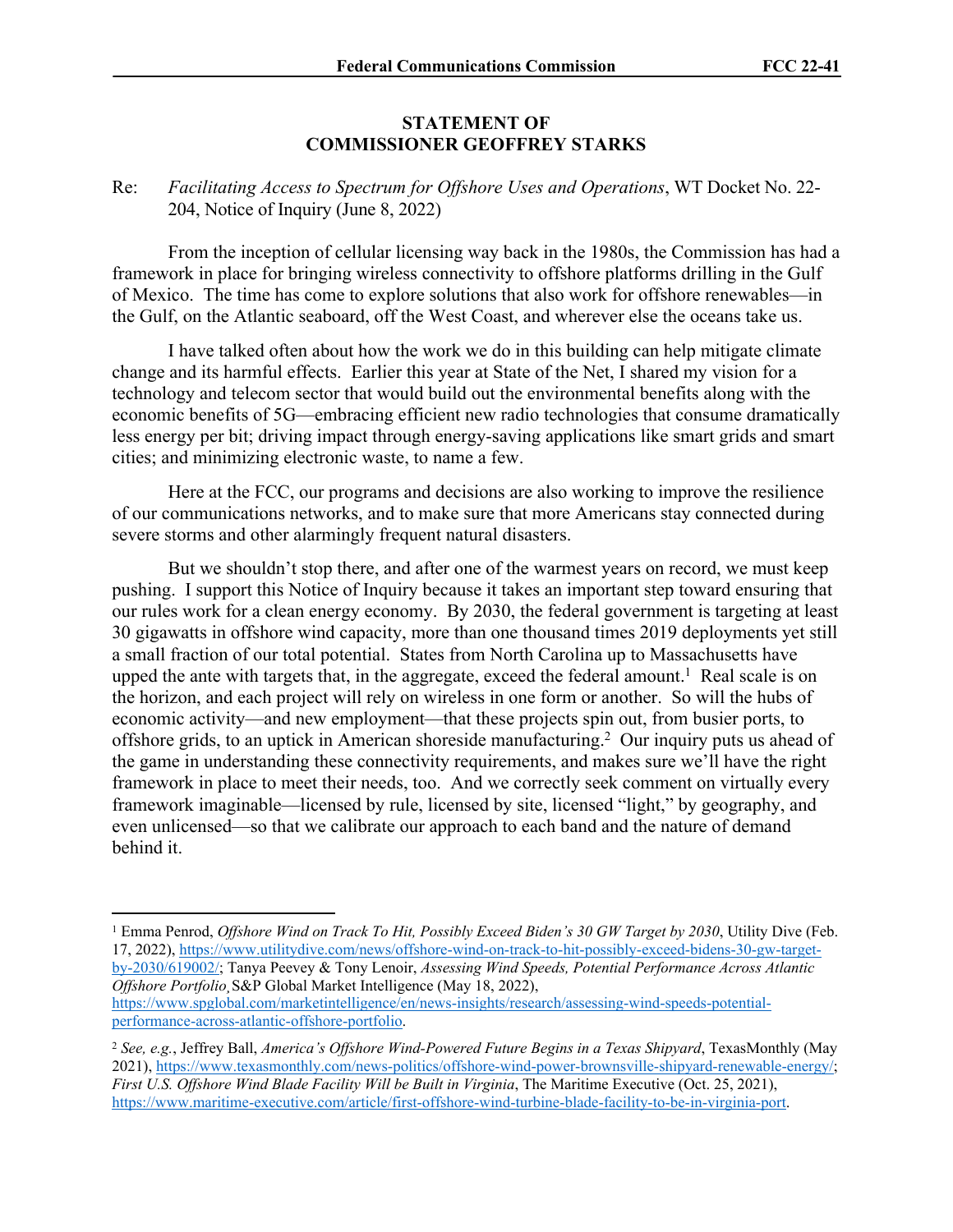**STATEMENT OF**
**COMMISSIONER GEOFFREY STARKS**

Re: *Facilitating Access to Spectrum for Offshore Uses and Operations*, WT Docket No. 22-204, Notice of Inquiry (June 8, 2022)

From the inception of cellular licensing way back in the 1980s, the Commission has had a framework in place for bringing wireless connectivity to offshore platforms drilling in the Gulf of Mexico. The time has come to explore solutions that also work for offshore renewables—in the Gulf, on the Atlantic seaboard, off the West Coast, and wherever else the oceans take us.

I have talked often about how the work we do in this building can help mitigate climate change and its harmful effects. Earlier this year at State of the Net, I shared my vision for a technology and telecom sector that would build out the environmental benefits along with the economic benefits of 5G—embracing efficient new radio technologies that consume dramatically less energy per bit; driving impact through energy-saving applications like smart grids and smart cities; and minimizing electronic waste, to name a few.

Here at the FCC, our programs and decisions are also working to improve the resilience of our communications networks, and to make sure that more Americans stay connected during severe storms and other alarmingly frequent natural disasters.

But we shouldn't stop there, and after one of the warmest years on record, we must keep pushing. I support this Notice of Inquiry because it takes an important step toward ensuring that our rules work for a clean energy economy. By 2030, the federal government is targeting at least 30 gigawatts in offshore wind capacity, more than one thousand times 2019 deployments yet still a small fraction of our total potential. States from North Carolina up to Massachusetts have upped the ante with targets that, in the aggregate, exceed the federal amount.[1] Real scale is on the horizon, and each project will rely on wireless in one form or another. So will the hubs of economic activity—and new employment—that these projects spin out, from busier ports, to offshore grids, to an uptick in American shoreside manufacturing.[2] Our inquiry puts us ahead of the game in understanding these connectivity requirements, and makes sure we'll have the right framework in place to meet their needs, too. And we correctly seek comment on virtually every framework imaginable—licensed by rule, licensed by site, licensed "light," by geography, and even unlicensed—so that we calibrate our approach to each band and the nature of demand behind it.

---

[1] Emma Penrod, *Offshore Wind on Track To Hit, Possibly Exceed Biden's 30 GW Target by 2030*, Utility Dive (Feb. 17, 2022), https://www.utilitydive.com/news/offshore-wind-on-track-to-hit-possibly-exceed-bidens-30-gw-target-by-2030/619002/; Tanya Peevey & Tony Lenoir, *Assessing Wind Speeds, Potential Performance Across Atlantic Offshore Portfolio*¸ S&P Global Market Intelligence (May 18, 2022), https://www.spglobal.com/marketintelligence/en/news-insights/research/assessing-wind-speeds-potential-performance-across-atlantic-offshore-portfolio.

[2] *See, e.g.*, Jeffrey Ball, *America's Offshore Wind-Powered Future Begins in a Texas Shipyard*, TexasMonthly (May 2021), https://www.texasmonthly.com/news-politics/offshore-wind-power-brownsville-shipyard-renewable-energy/; *First U.S. Offshore Wind Blade Facility Will be Built in Virginia*, The Maritime Executive (Oct. 25, 2021), https://www.maritime-executive.com/article/first-offshore-wind-turbine-blade-facility-to-be-in-virginia-port.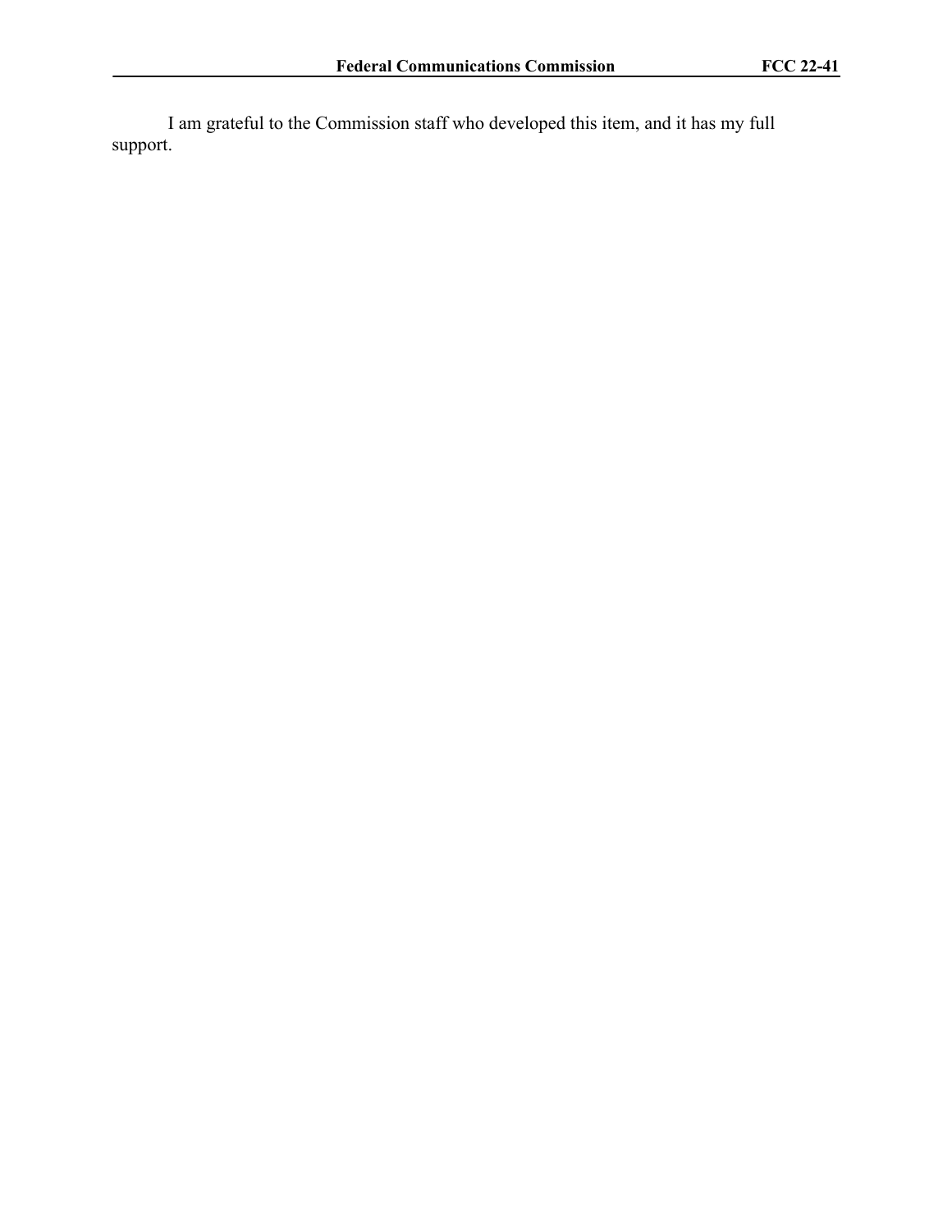I am grateful to the Commission staff who developed this item, and it has my full support.